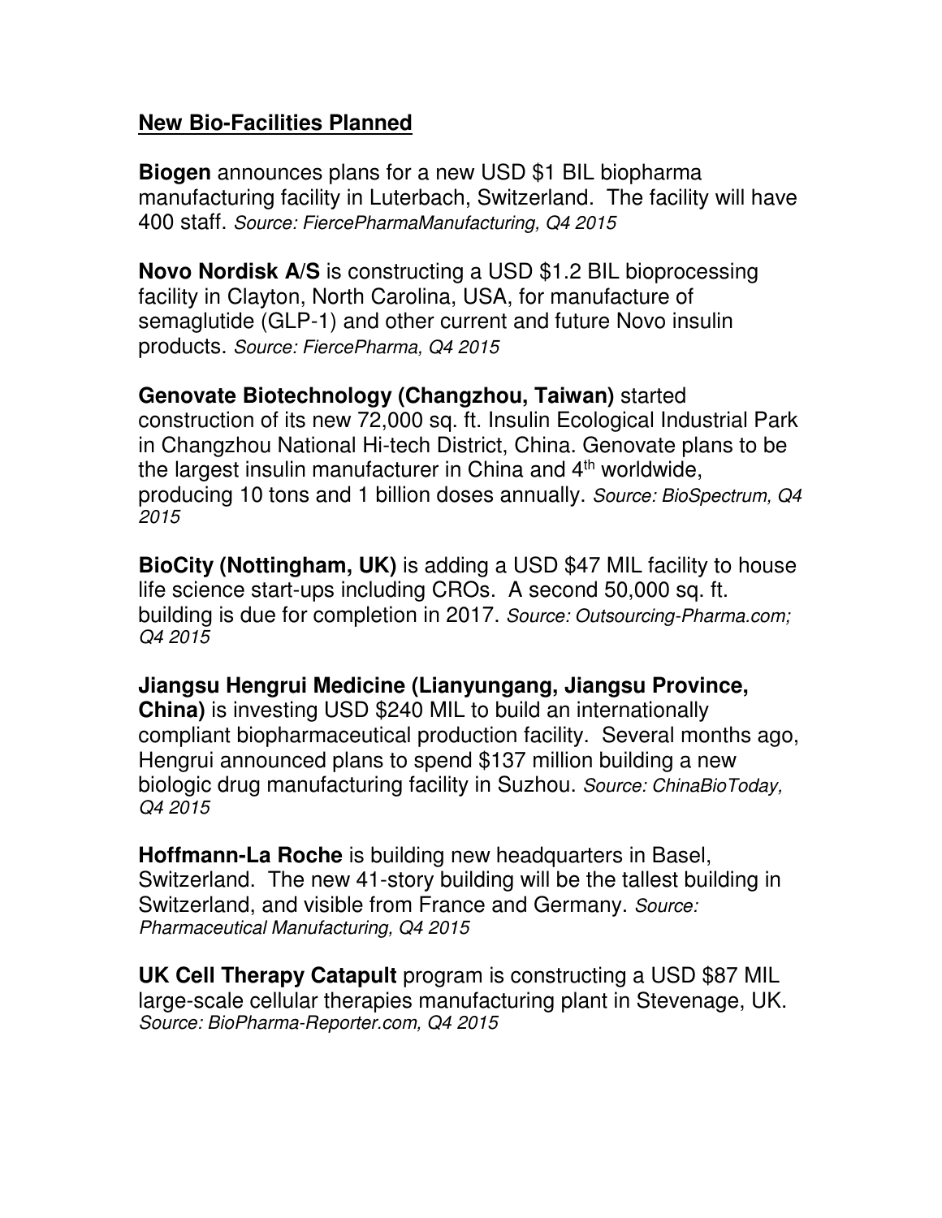## **New Bio-Facilities Planned**

**Biogen** announces plans for a new USD $1 BIL biopharma manufacturing facility in Luterbach, Switzerland. The facility will have 400 staff. *Source: FiercePharmaManufacturing, Q4 2015*

**Novo Nordisk A/S** is constructing a USD $1.2 BIL bioprocessing facility in Clayton, North Carolina, USA, for manufacture of semaglutide (GLP-1) and other current and future Novo insulin products. *Source: FiercePharma, Q4 2015*

**Genovate Biotechnology (Changzhou, Taiwan)** started construction of its new 72,000 sq. ft. Insulin Ecological Industrial Park in Changzhou National Hi-tech District, China. Genovate plans to be the largest insulin manufacturer in China and 4th worldwide, producing 10 tons and 1 billion doses annually. *Source: BioSpectrum, Q4 2015*

**BioCity (Nottingham, UK)** is adding a USD $47 MIL facility to house life science start-ups including CROs. A second 50,000 sq. ft. building is due for completion in 2017. *Source: Outsourcing-Pharma.com; Q4 2015*

**Jiangsu Hengrui Medicine (Lianyungang, Jiangsu Province, China)** is investing USD $240 MIL to build an internationally compliant biopharmaceutical production facility. Several months ago, Hengrui announced plans to spend $137 million building a new biologic drug manufacturing facility in Suzhou. *Source: ChinaBioToday, Q4 2015*

**Hoffmann-La Roche** is building new headquarters in Basel, Switzerland. The new 41-story building will be the tallest building in Switzerland, and visible from France and Germany. *Source: Pharmaceutical Manufacturing, Q4 2015*

**UK Cell Therapy Catapult** program is constructing a USD $87 MIL large-scale cellular therapies manufacturing plant in Stevenage, UK. *Source: BioPharma-Reporter.com, Q4 2015*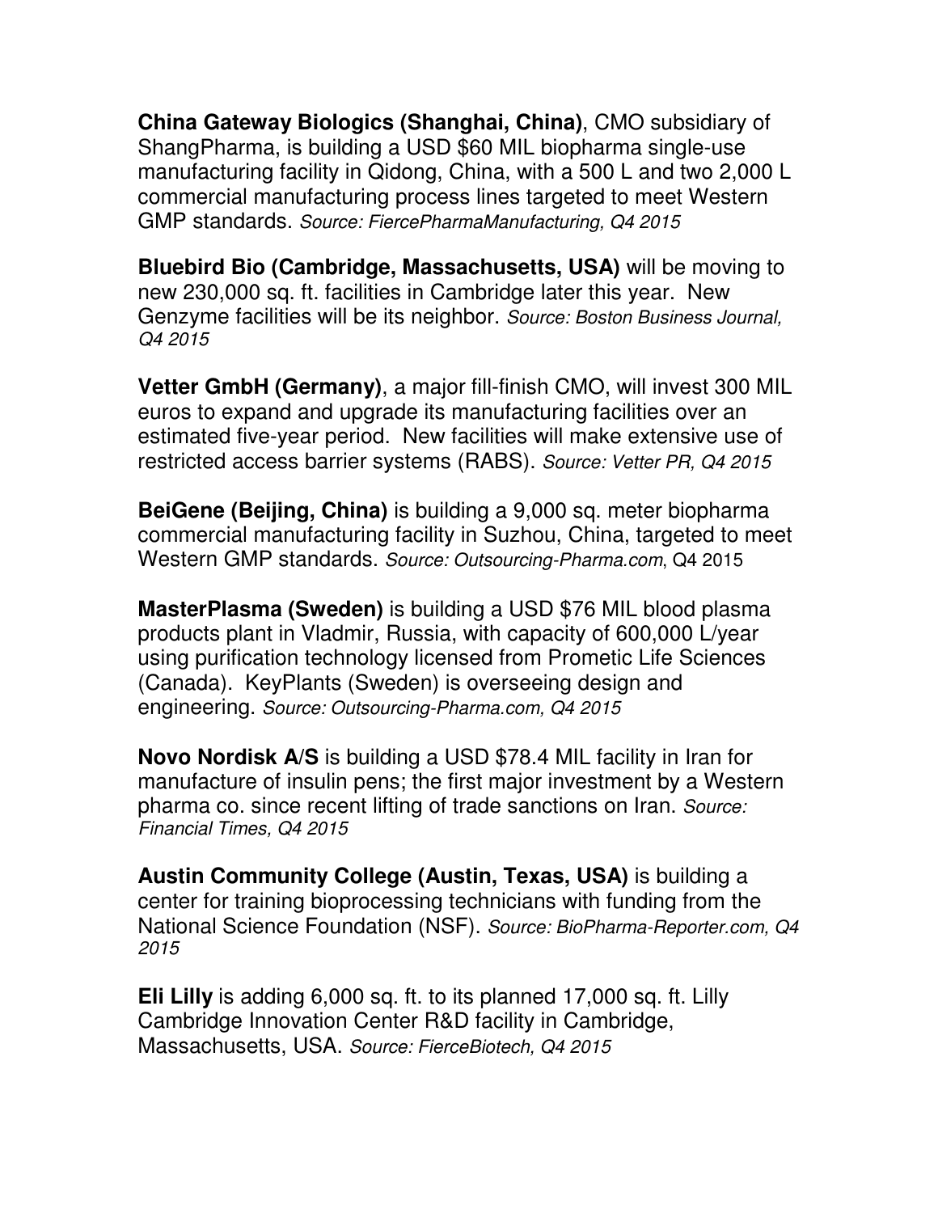**China Gateway Biologics (Shanghai, China)**, CMO subsidiary of ShangPharma, is building a USD $60 MIL biopharma single-use manufacturing facility in Qidong, China, with a 500 L and two 2,000 L commercial manufacturing process lines targeted to meet Western GMP standards. *Source: FiercePharmaManufacturing, Q4 2015*

**Bluebird Bio (Cambridge, Massachusetts, USA)** will be moving to new 230,000 sq. ft. facilities in Cambridge later this year. New Genzyme facilities will be its neighbor. *Source: Boston Business Journal, Q4 2015*

**Vetter GmbH (Germany)**, a major fill-finish CMO, will invest 300 MIL euros to expand and upgrade its manufacturing facilities over an estimated five-year period. New facilities will make extensive use of restricted access barrier systems (RABS). *Source: Vetter PR, Q4 2015*

**BeiGene (Beijing, China)** is building a 9,000 sq. meter biopharma commercial manufacturing facility in Suzhou, China, targeted to meet Western GMP standards. *Source: Outsourcing-Pharma.com*, Q4 2015

**MasterPlasma (Sweden)** is building a USD $76 MIL blood plasma products plant in Vladmir, Russia, with capacity of 600,000 L/year using purification technology licensed from Prometic Life Sciences (Canada). KeyPlants (Sweden) is overseeing design and engineering. *Source: Outsourcing-Pharma.com, Q4 2015*

**Novo Nordisk A/S** is building a USD $78.4 MIL facility in Iran for manufacture of insulin pens; the first major investment by a Western pharma co. since recent lifting of trade sanctions on Iran. *Source: Financial Times, Q4 2015*

**Austin Community College (Austin, Texas, USA)** is building a center for training bioprocessing technicians with funding from the National Science Foundation (NSF). *Source: BioPharma-Reporter.com, Q4 2015*

**Eli Lilly** is adding 6,000 sq. ft. to its planned 17,000 sq. ft. Lilly Cambridge Innovation Center R&D facility in Cambridge, Massachusetts, USA. *Source: FierceBiotech, Q4 2015*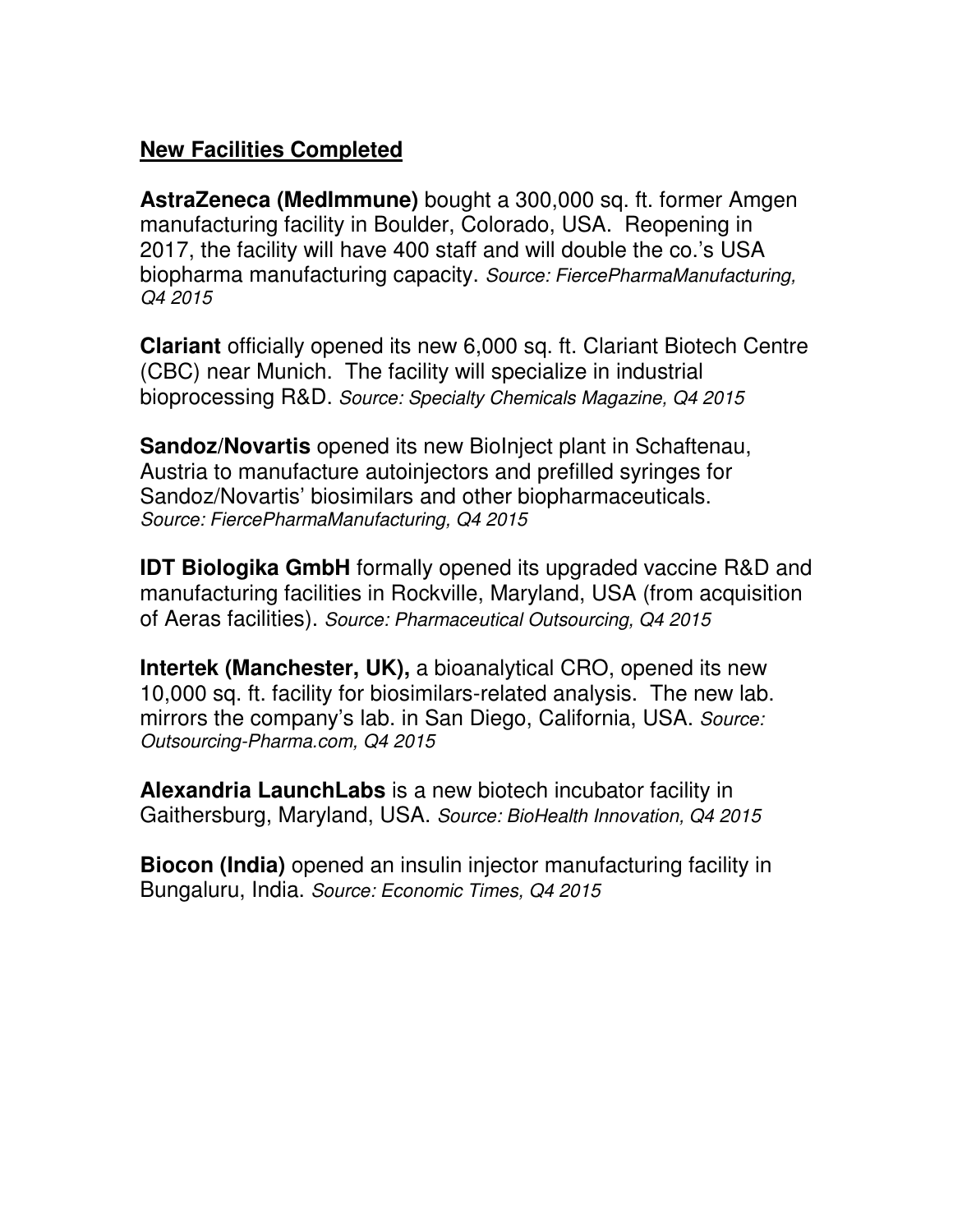## New Facilities Completed

**AstraZeneca (MedImmune)** bought a 300,000 sq. ft. former Amgen manufacturing facility in Boulder, Colorado, USA. Reopening in 2017, the facility will have 400 staff and will double the co.'s USA biopharma manufacturing capacity. *Source: FiercePharmaManufacturing, Q4 2015*

**Clariant** officially opened its new 6,000 sq. ft. Clariant Biotech Centre (CBC) near Munich. The facility will specialize in industrial bioprocessing R&D. *Source: Specialty Chemicals Magazine, Q4 2015*

**Sandoz/Novartis** opened its new BioInject plant in Schaftenau, Austria to manufacture autoinjectors and prefilled syringes for Sandoz/Novartis' biosimilars and other biopharmaceuticals. *Source: FiercePharmaManufacturing, Q4 2015*

**IDT Biologika GmbH** formally opened its upgraded vaccine R&D and manufacturing facilities in Rockville, Maryland, USA (from acquisition of Aeras facilities). *Source: Pharmaceutical Outsourcing, Q4 2015*

**Intertek (Manchester, UK),** a bioanalytical CRO, opened its new 10,000 sq. ft. facility for biosimilars-related analysis. The new lab. mirrors the company's lab. in San Diego, California, USA. *Source: Outsourcing-Pharma.com, Q4 2015*

**Alexandria LaunchLabs** is a new biotech incubator facility in Gaithersburg, Maryland, USA. *Source: BioHealth Innovation, Q4 2015*

**Biocon (India)** opened an insulin injector manufacturing facility in Bungaluru, India. *Source: Economic Times, Q4 2015*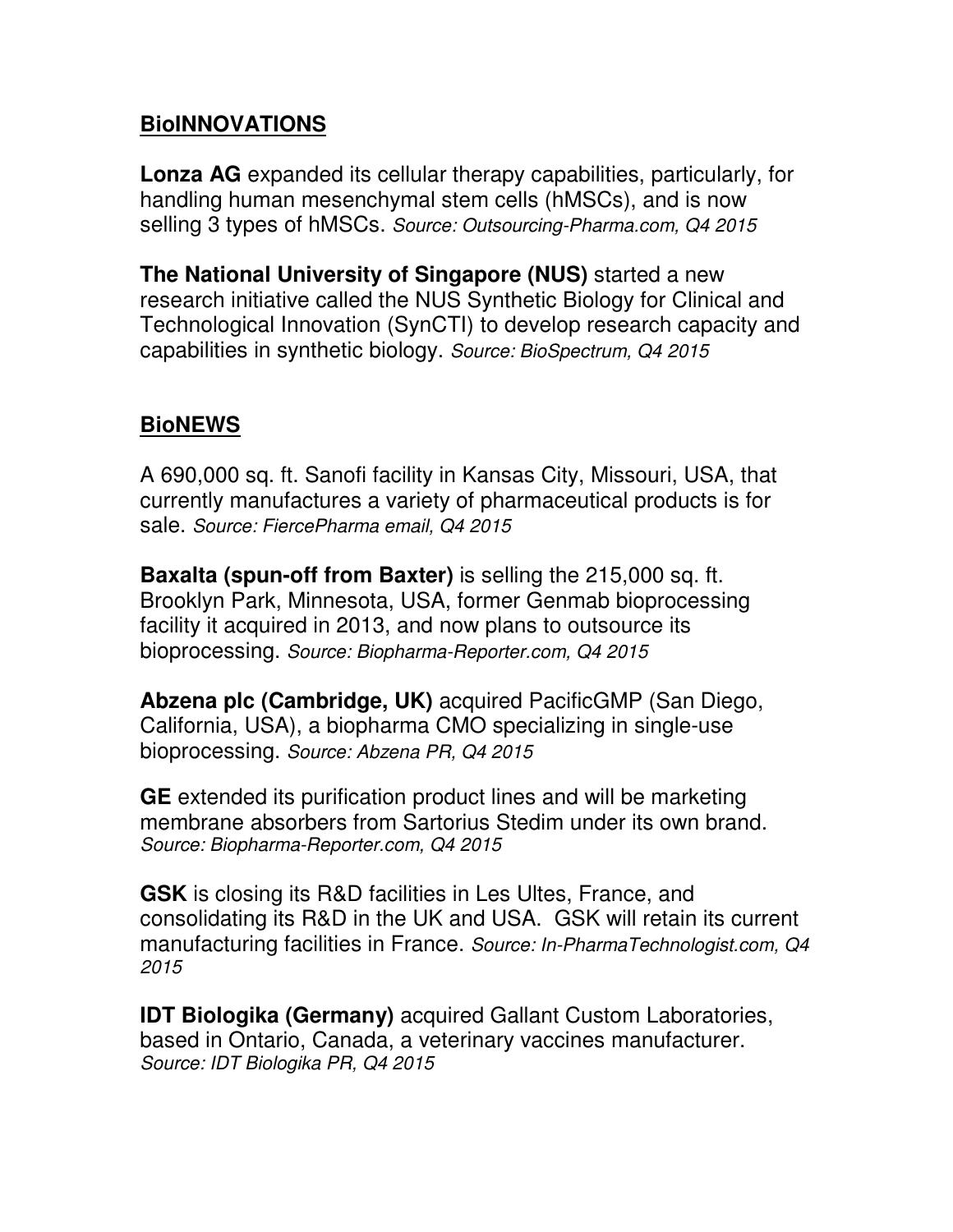## BioINNOVATIONS

**Lonza AG** expanded its cellular therapy capabilities, particularly, for handling human mesenchymal stem cells (hMSCs), and is now selling 3 types of hMSCs. *Source: Outsourcing-Pharma.com, Q4 2015*

**The National University of Singapore (NUS)** started a new research initiative called the NUS Synthetic Biology for Clinical and Technological Innovation (SynCTI) to develop research capacity and capabilities in synthetic biology. *Source: BioSpectrum, Q4 2015*

## BioNEWS

A 690,000 sq. ft. Sanofi facility in Kansas City, Missouri, USA, that currently manufactures a variety of pharmaceutical products is for sale. *Source: FiercePharma email, Q4 2015*

**Baxalta (spun-off from Baxter)** is selling the 215,000 sq. ft. Brooklyn Park, Minnesota, USA, former Genmab bioprocessing facility it acquired in 2013, and now plans to outsource its bioprocessing. *Source: Biopharma-Reporter.com, Q4 2015*

**Abzena plc (Cambridge, UK)** acquired PacificGMP (San Diego, California, USA), a biopharma CMO specializing in single-use bioprocessing. *Source: Abzena PR, Q4 2015*

**GE** extended its purification product lines and will be marketing membrane absorbers from Sartorius Stedim under its own brand. *Source: Biopharma-Reporter.com, Q4 2015*

**GSK** is closing its R&D facilities in Les Ultes, France, and consolidating its R&D in the UK and USA. GSK will retain its current manufacturing facilities in France. *Source: In-PharmaTechnologist.com, Q4 2015*

**IDT Biologika (Germany)** acquired Gallant Custom Laboratories, based in Ontario, Canada, a veterinary vaccines manufacturer. *Source: IDT Biologika PR, Q4 2015*